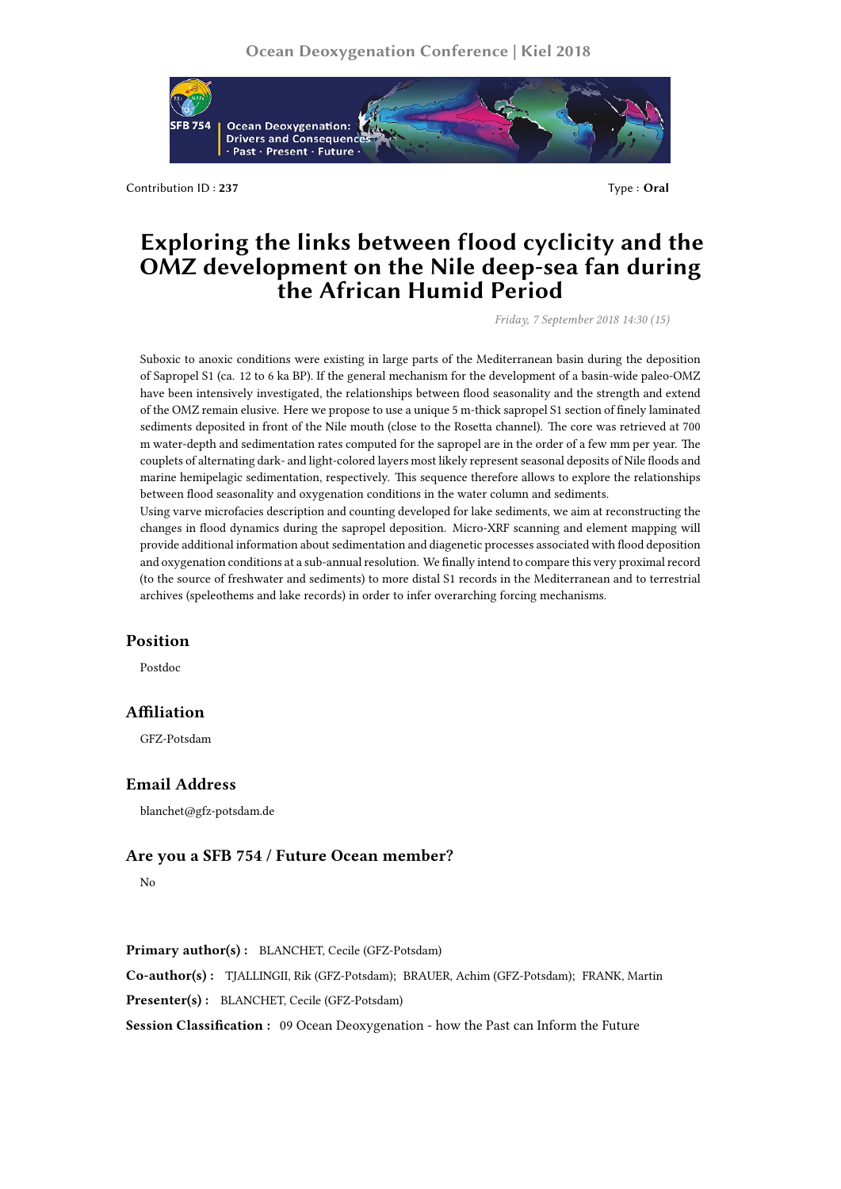Contribution ID : **237** Type : **Oral**

# Exploring the links between flood cyclicity and the OMZ development on the Nile deep-sea fan during the African Humid Period

*Friday, 7 September 2018 14:30 (15)*

Suboxic to anoxic conditions were existing in large parts of the Mediterranean basin during the deposition of Sapropel S1 (ca. 12 to 6 ka BP). If the general mechanism for the development of a basin-wide paleo-OMZ have been intensively investigated, the relationships between flood seasonality and the strength and extend of the OMZ remain elusive. Here we propose to use a unique 5 m-thick sapropel S1 section of finely laminated sediments deposited in front of the Nile mouth (close to the Rosetta channel). The core was retrieved at 700 m water-depth and sedimentation rates computed for the sapropel are in the order of a few mm per year. The couplets of alternating dark- and light-colored layers most likely represent seasonal deposits of Nile floods and marine hemipelagic sedimentation, respectively. This sequence therefore allows to explore the relationships between flood seasonality and oxygenation conditions in the water column and sediments.
Using varve microfacies description and counting developed for lake sediments, we aim at reconstructing the changes in flood dynamics during the sapropel deposition. Micro-XRF scanning and element mapping will provide additional information about sedimentation and diagenetic processes associated with flood deposition and oxygenation conditions at a sub-annual resolution. We finally intend to compare this very proximal record (to the source of freshwater and sediments) to more distal S1 records in the Mediterranean and to terrestrial archives (speleothems and lake records) in order to infer overarching forcing mechanisms.

## Position

Postdoc

## Affiliation

GFZ-Potsdam

## Email Address

blanchet@gfz-potsdam.de

## Are you a SFB 754 / Future Ocean member?

No

**Primary author(s) :** BLANCHET, Cecile (GFZ-Potsdam)

**Co-author(s) :** TJALLINGII, Rik (GFZ-Potsdam); BRAUER, Achim (GFZ-Potsdam); FRANK, Martin

**Presenter(s) :** BLANCHET, Cecile (GFZ-Potsdam)

**Session Classification :** 09 Ocean Deoxygenation - how the Past can Inform the Future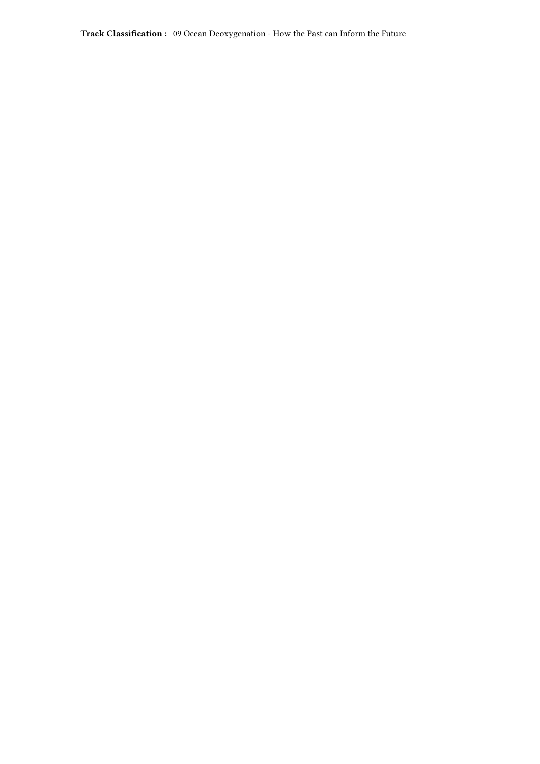**Track Classification :** 09 Ocean Deoxygenation - How the Past can Inform the Future